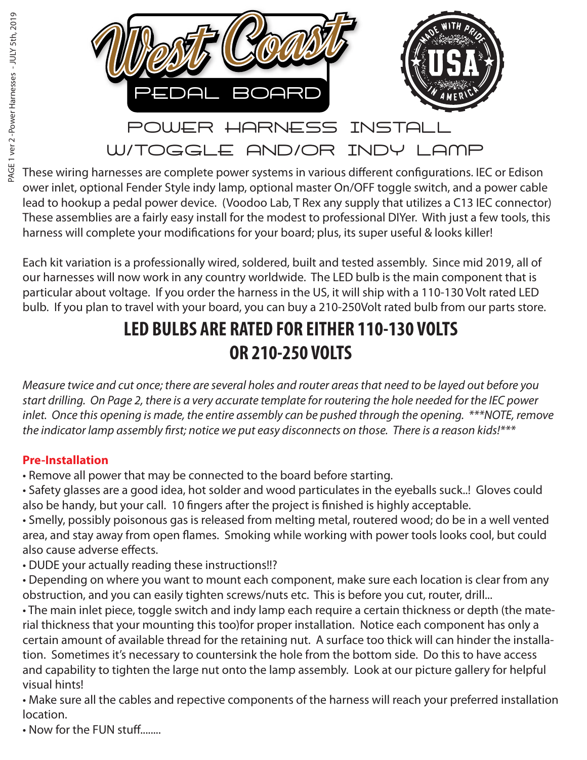# West Coast PEDAL BOARD

MADE WITH PRIDE USA IN AMERICA

## POWER HARNESS INSTALL W/TOGGLE AND/OR INDY LAMP

These wiring harnesses are complete power systems in various different configurations. IEC or Edison ower inlet, optional Fender Style indy lamp, optional master On/OFF toggle switch, and a power cable lead to hookup a pedal power device. (Voodoo Lab, T Rex any supply that utilizes a C13 IEC connector) These assemblies are a fairly easy install for the modest to professional DIYer. With just a few tools, this harness will complete your modifications for your board; plus, its super useful & looks killer!

Each kit variation is a professionally wired, soldered, built and tested assembly. Since mid 2019, all of our harnesses will now work in any country worldwide. The LED bulb is the main component that is particular about voltage. If you order the harness in the US, it will ship with a 110-130 Volt rated LED bulb. If you plan to travel with your board, you can buy a 210-250Volt rated bulb from our parts store.

## LED BULBS ARE RATED FOR EITHER 110-130 VOLTS OR 210-250 VOLTS

*Measure twice and cut once; there are several holes and router areas that need to be layed out before you start drilling. On Page 2, there is a very accurate template for routering the hole needed for the IEC power inlet. Once this opening is made, the entire assembly can be pushed through the opening. ***NOTE, remove the indicator lamp assembly first; notice we put easy disconnects on those. There is a reason kids!****

**Pre-Installation**

- Remove all power that may be connected to the board before starting.
- Safety glasses are a good idea, hot solder and wood particulates in the eyeballs suck..! Gloves could also be handy, but your call. 10 fingers after the project is finished is highly acceptable.
- Smelly, possibly poisonous gas is released from melting metal, routered wood; do be in a well vented area, and stay away from open flames. Smoking while working with power tools looks cool, but could also cause adverse effects.
- DUDE your actually reading these instructions!!?
- Depending on where you want to mount each component, make sure each location is clear from any obstruction, and you can easily tighten screws/nuts etc. This is before you cut, router, drill...
- The main inlet piece, toggle switch and indy lamp each require a certain thickness or depth (the material thickness that your mounting this too)for proper installation. Notice each component has only a certain amount of available thread for the retaining nut. A surface too thick will can hinder the installation. Sometimes it's necessary to countersink the hole from the bottom side. Do this to have access and capability to tighten the large nut onto the lamp assembly. Look at our picture gallery for helpful visual hints!
- Make sure all the cables and repective components of the harness will reach your preferred installation location.
- Now for the FUN stuff........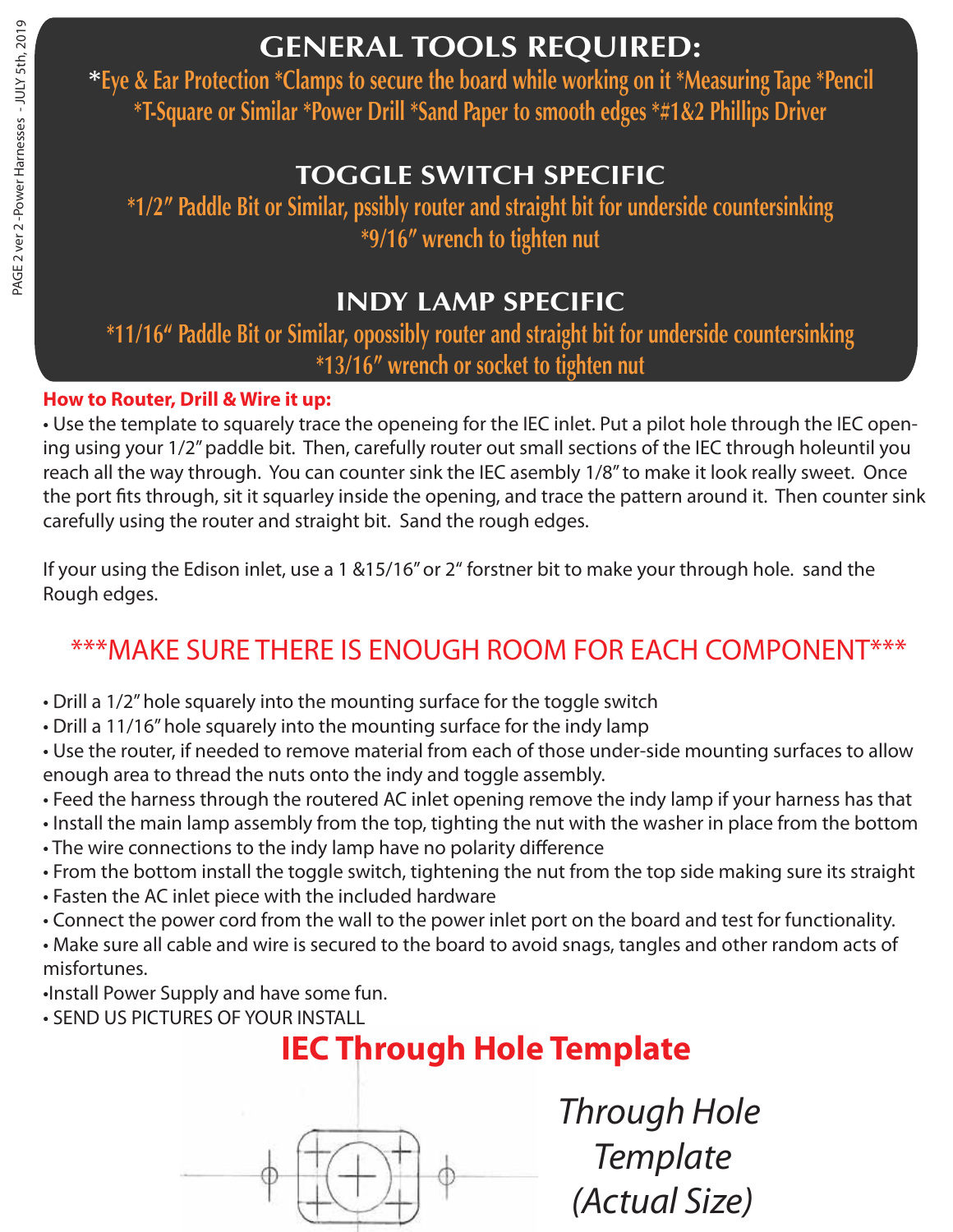# GENERAL TOOLS REQUIRED:

*Eye & Ear Protection *Clamps to secure the board while working on it *Measuring Tape *Pencil
*T-Square or Similar *Power Drill *Sand Paper to smooth edges *#1&2 Phillips Driver

## TOGGLE SWITCH SPECIFIC

*1/2" Paddle Bit or Similar, pssibly router and straight bit for underside countersinking
*9/16" wrench to tighten nut

## INDY LAMP SPECIFIC

*11/16" Paddle Bit or Similar, opossibly router and straight bit for underside countersinking
*13/16" wrench or socket to tighten nut

**How to Router, Drill & Wire it up:**

• Use the template to squarely trace the openeing for the IEC inlet. Put a pilot hole through the IEC opening using your 1/2" paddle bit. Then, carefully router out small sections of the IEC through holeuntil you reach all the way through. You can counter sink the IEC asembly 1/8" to make it look really sweet. Once the port fits through, sit it squarley inside the opening, and trace the pattern around it. Then counter sink carefully using the router and straight bit. Sand the rough edges.

If your using the Edison inlet, use a 1 &15/16" or 2" forstner bit to make your through hole. sand the Rough edges.

***MAKE SURE THERE IS ENOUGH ROOM FOR EACH COMPONENT***

- Drill a 1/2" hole squarely into the mounting surface for the toggle switch
- Drill a 11/16" hole squarely into the mounting surface for the indy lamp
- Use the router, if needed to remove material from each of those under-side mounting surfaces to allow enough area to thread the nuts onto the indy and toggle assembly.
- Feed the harness through the routered AC inlet opening remove the indy lamp if your harness has that
- Install the main lamp assembly from the top, tighting the nut with the washer in place from the bottom
- The wire connections to the indy lamp have no polarity difference
- From the bottom install the toggle switch, tightening the nut from the top side making sure its straight
- Fasten the AC inlet piece with the included hardware
- Connect the power cord from the wall to the power inlet port on the board and test for functionality.
- Make sure all cable and wire is secured to the board to avoid snags, tangles and other random acts of misfortunes.
- Install Power Supply and have some fun.
- SEND US PICTURES OF YOUR INSTALL

## IEC Through Hole Template

*Through Hole Template (Actual Size)*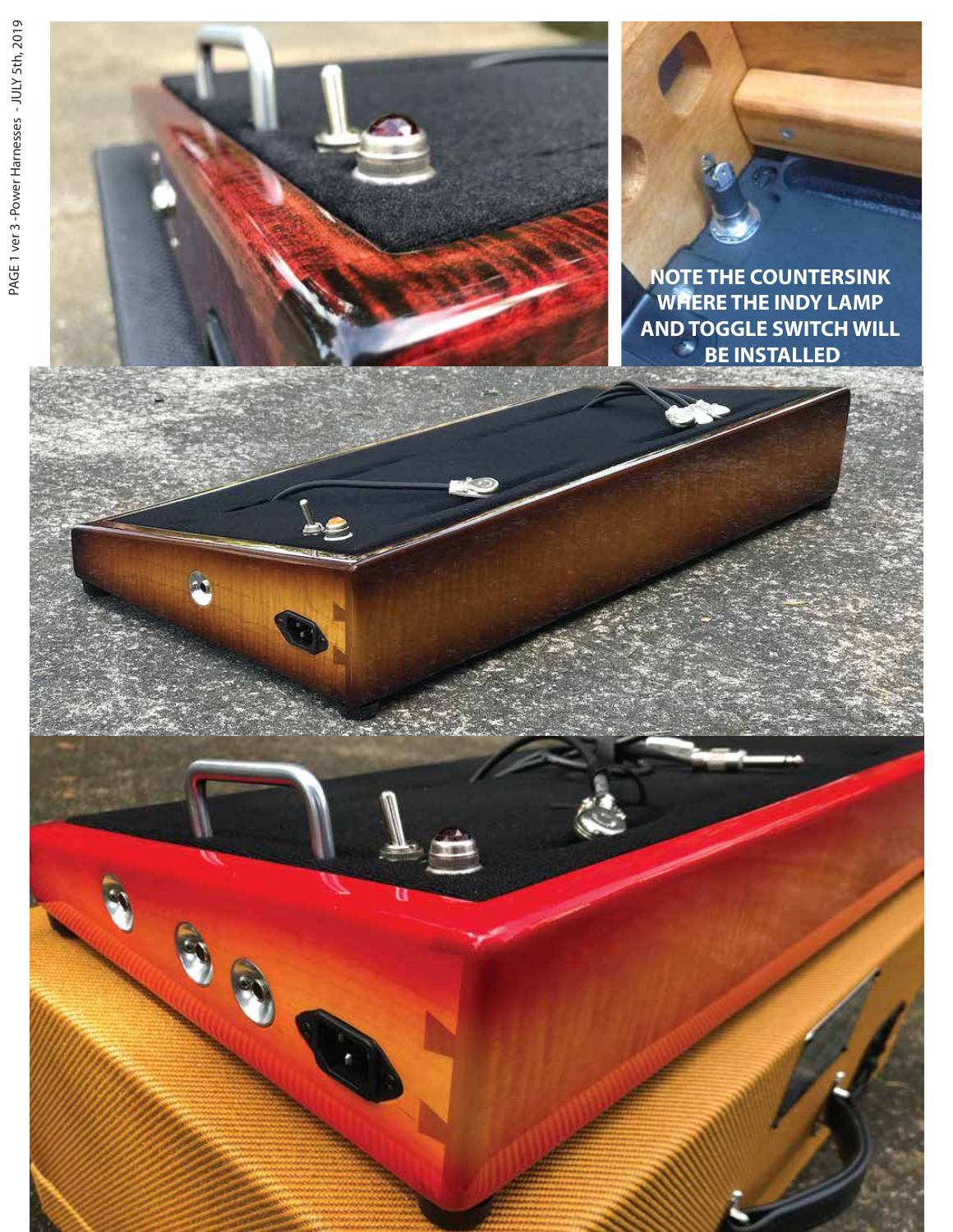NOTE THE COUNTERSINK WHERE THE INDY LAMP AND TOGGLE SWITCH WILL BE INSTALLED